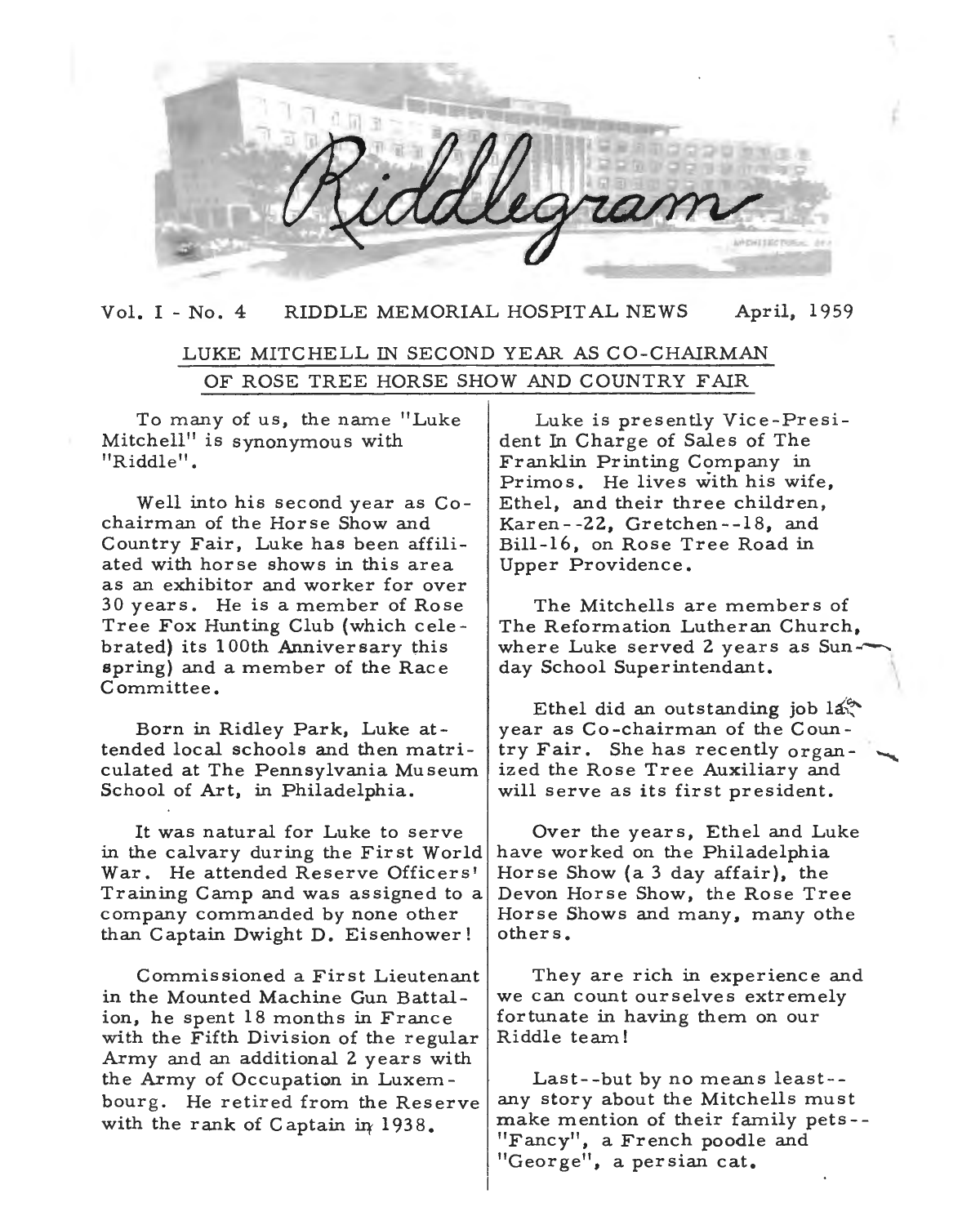# Riddlegram

Vol. I - No. 4 RIDDLE MEMORIAL HOSPITAL NEWS April, 1959

## LUKE MITCHELL IN SECOND YEAR AS CO-CHAIRMAN OF ROSE TREE HORSE SHOW AND COUNTRY FAIR

To many of us, the name "Luke Mitchell" is synonymous with "Riddle".

Well into his second year as Co-chairman of the Horse Show and Country Fair, Luke has been affiliated with horse shows in this area as an exhibitor and worker for over 30 years. He is a member of Rose Tree Fox Hunting Club (which celebrated) its 100th Anniversary this spring) and a member of the Race Committee.

Born in Ridley Park, Luke attended local schools and then matriculated at The Pennsylvania Museum School of Art, in Philadelphia.

It was natural for Luke to serve in the calvary during the First World War. He attended Reserve Officers' Training Camp and was assigned to a company commanded by none other than Captain Dwight D. Eisenhower!

Commissioned a First Lieutenant in the Mounted Machine Gun Battalion, he spent 18 months in France with the Fifth Division of the regular Army and an additional 2 years with the Army of Occupation in Luxembourg. He retired from the Reserve with the rank of Captain in 1938.

Luke is presently Vice-President In Charge of Sales of The Franklin Printing Company in Primos. He lives with his wife, Ethel, and their three children, Karen--22, Gretchen--18, and Bill-16, on Rose Tree Road in Upper Providence.

The Mitchells are members of The Reformation Lutheran Church, where Luke served 2 years as Sunday School Superintendant.

Ethel did an outstanding job last year as Co-chairman of the Country Fair. She has recently organized the Rose Tree Auxiliary and will serve as its first president.

Over the years, Ethel and Luke have worked on the Philadelphia Horse Show (a 3 day affair), the Devon Horse Show, the Rose Tree Horse Shows and many, many othe others.

They are rich in experience and we can count ourselves extremely fortunate in having them on our Riddle team!

Last--but by no means least--any story about the Mitchells must make mention of their family pets--"Fancy", a French poodle and "George", a persian cat.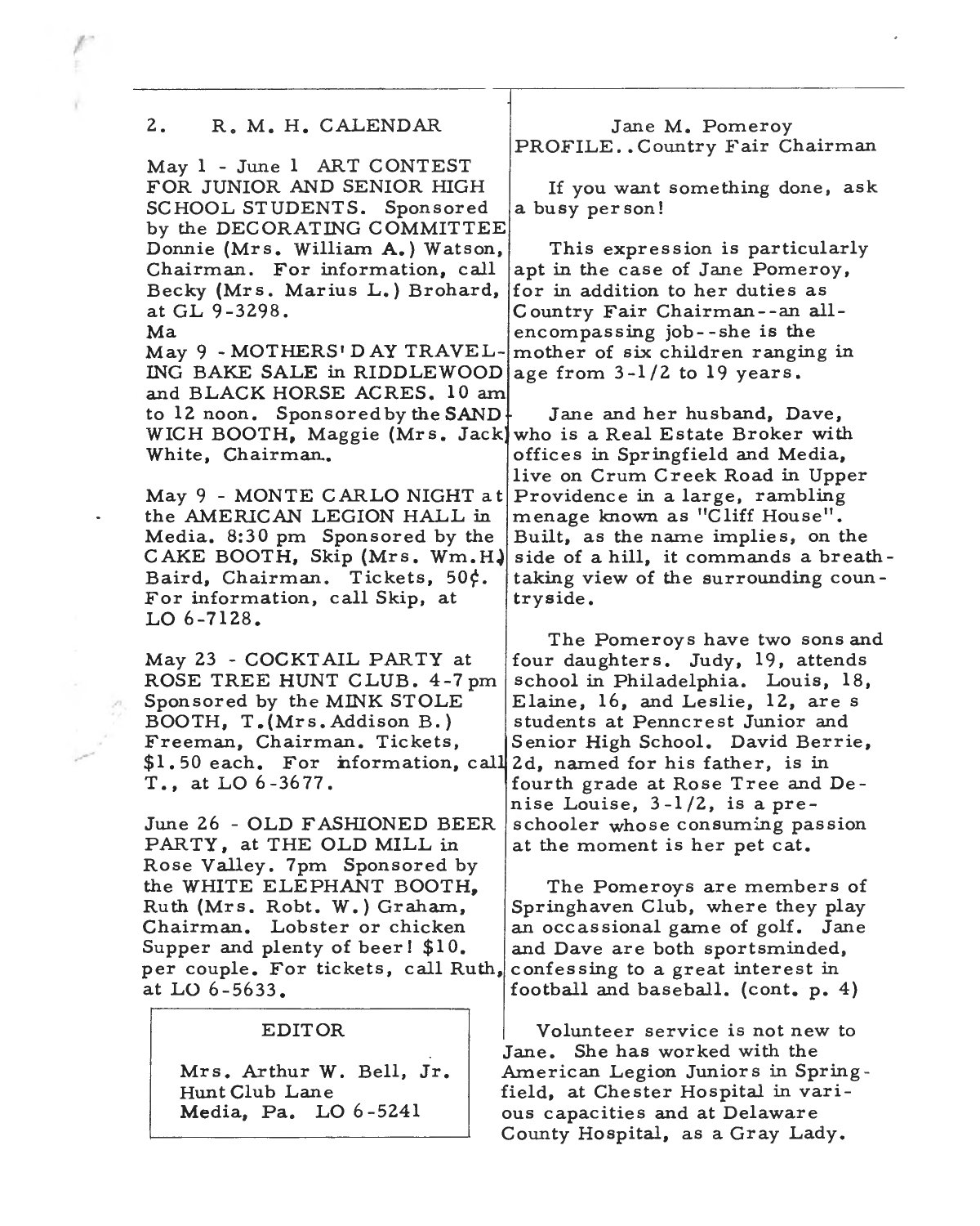## 2. R. M. H. CALENDAR

May 1 - June 1 ART CONTEST FOR JUNIOR AND SENIOR HIGH SCHOOL STUDENTS. Sponsored by the DECORATING COMMITTEE Donnie (Mrs. William A.) Watson, Chairman. For information, call Becky (Mrs. Marius L.) Brohard, at GL 9-3298.

Ma

May 9 - MOTHERS' DAY TRAVELING BAKE SALE in RIDDLEWOOD and BLACK HORSE ACRES. 10 am to 12 noon. Sponsored by the SANDWICH BOOTH, Maggie (Mrs. Jack) White, Chairman.

May 9 - MONTE CARLO NIGHT at the AMERICAN LEGION HALL in Media. 8:30 pm Sponsored by the CAKE BOOTH, Skip (Mrs. Wm.H.) Baird, Chairman. Tickets, 50¢. For information, call Skip, at LO 6-7128.

May 23 - COCKTAIL PARTY at ROSE TREE HUNT CLUB. 4-7 pm Sponsored by the MINK STOLE BOOTH, T.(Mrs. Addison B.) Freeman, Chairman. Tickets, $1.50 each. For information, call T., at LO 6-3677.

June 26 - OLD FASHIONED BEER PARTY, at THE OLD MILL in Rose Valley. 7pm Sponsored by the WHITE ELEPHANT BOOTH, Ruth (Mrs. Robt. W.) Graham, Chairman. Lobster or chicken Supper and plenty of beer! $10. per couple. For tickets, call Ruth, at LO 6-5633.

**EDITOR**

Mrs. Arthur W. Bell, Jr.
Hunt Club Lane
Media, Pa. LO 6-5241

## Jane M. Pomeroy
## PROFILE..Country Fair Chairman

If you want something done, ask a busy person!

This expression is particularly apt in the case of Jane Pomeroy, for in addition to her duties as Country Fair Chairman--an all-encompassing job--she is the mother of six children ranging in age from 3-1/2 to 19 years.

Jane and her husband, Dave, who is a Real Estate Broker with offices in Springfield and Media, live on Crum Creek Road in Upper Providence in a large, rambling menage known as "Cliff House". Built, as the name implies, on the side of a hill, it commands a breathtaking view of the surrounding countryside.

The Pomeroys have two sons and four daughters. Judy, 19, attends school in Philadelphia. Louis, 18, Elaine, 16, and Leslie, 12, are s students at Penncrest Junior and Senior High School. David Berrie, 2d, named for his father, is in fourth grade at Rose Tree and Denise Louise, 3-1/2, is a preschooler whose consuming passion at the moment is her pet cat.

The Pomeroys are members of Springhaven Club, where they play an occassional game of golf. Jane and Dave are both sportsminded, confessing to a great interest in football and baseball. (cont. p. 4)

Volunteer service is not new to Jane. She has worked with the American Legion Juniors in Springfield, at Chester Hospital in various capacities and at Delaware County Hospital, as a Gray Lady.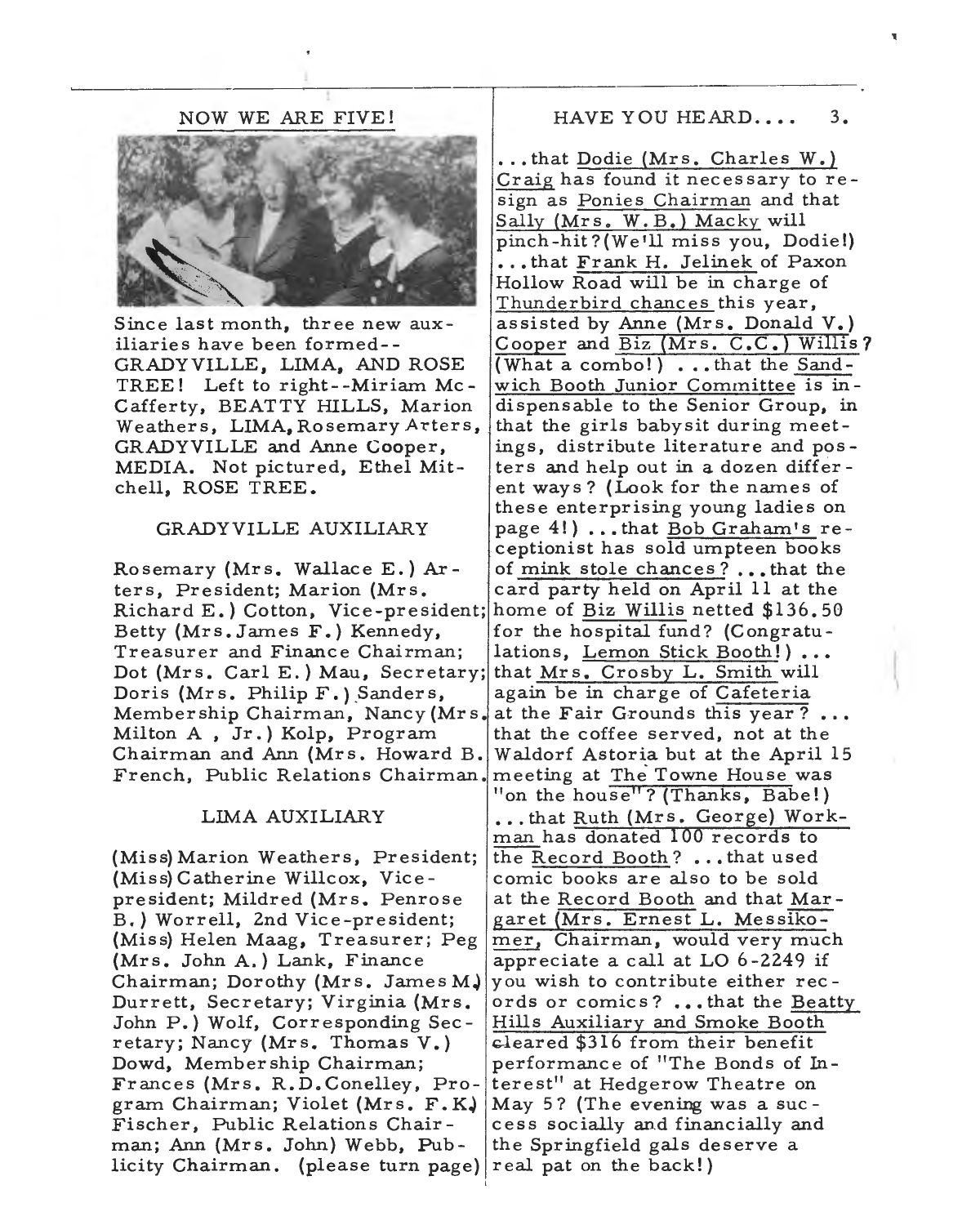## NOW WE ARE FIVE!

Since last month, three new auxiliaries have been formed--GRADYVILLE, LIMA, AND ROSE TREE! Left to right--Miriam McCafferty, BEATTY HILLS, Marion Weathers, LIMA, Rosemary Arters, GRADYVILLE and Anne Cooper, MEDIA. Not pictured, Ethel Mitchell, ROSE TREE.

### GRADYVILLE AUXILIARY

Rosemary (Mrs. Wallace E.) Arters, President; Marion (Mrs. Richard E.) Cotton, Vice-president; Betty (Mrs. James F.) Kennedy, Treasurer and Finance Chairman; Dot (Mrs. Carl E.) Mau, Secretary; Doris (Mrs. Philip F.) Sanders, Membership Chairman, Nancy (Mrs. Milton A , Jr.) Kolp, Program Chairman and Ann (Mrs. Howard B. French, Public Relations Chairman.

### LIMA AUXILIARY

(Miss) Marion Weathers, President; (Miss) Catherine Willcox, Vice-president; Mildred (Mrs. Penrose B.) Worrell, 2nd Vice-president; (Miss) Helen Maag, Treasurer; Peg (Mrs. John A.) Lank, Finance Chairman; Dorothy (Mrs. James M.) Durrett, Secretary; Virginia (Mrs. John P.) Wolf, Corresponding Secretary; Nancy (Mrs. Thomas V.) Dowd, Membership Chairman; Frances (Mrs. R.D. Conelley, Program Chairman; Violet (Mrs. F.K.) Fischer, Public Relations Chairman; Ann (Mrs. John) Webb, Publicity Chairman. (please turn page)

## HAVE YOU HEARD....

...that Dodie (Mrs. Charles W.) Craig has found it necessary to resign as Ponies Chairman and that Sally (Mrs. W.B.) Macky will pinch-hit? (We'll miss you, Dodie!) ...that Frank H. Jelinek of Paxon Hollow Road will be in charge of Thunderbird chances this year, assisted by Anne (Mrs. Donald V.) Cooper and Biz (Mrs. C.C.) Willis? (What a combo!) ...that the Sandwich Booth Junior Committee is indispensable to the Senior Group, in that the girls babysit during meetings, distribute literature and posters and help out in a dozen different ways? (Look for the names of these enterprising young ladies on page 4!) ...that Bob Graham's receptionist has sold umpteen books of mink stole chances? ...that the card party held on April 11 at the home of Biz Willis netted $136.50 for the hospital fund? (Congratulations, Lemon Stick Booth!) ... that Mrs. Crosby L. Smith will again be in charge of Cafeteria at the Fair Grounds this year? ... that the coffee served, not at the Waldorf Astoria but at the April 15 meeting at The Towne House was "on the house"? (Thanks, Babe!) ...that Ruth (Mrs. George) Workman has donated 100 records to the Record Booth? ...that used comic books are also to be sold at the Record Booth and that Margaret (Mrs. Ernest L. Messikomer, Chairman, would very much appreciate a call at LO 6-2249 if you wish to contribute either records or comics? ...that the Beatty Hills Auxiliary and Smoke Booth cleared $316 from their benefit performance of "The Bonds of Interest" at Hedgerow Theatre on May 5? (The evening was a success socially and financially and the Springfield gals deserve a real pat on the back!)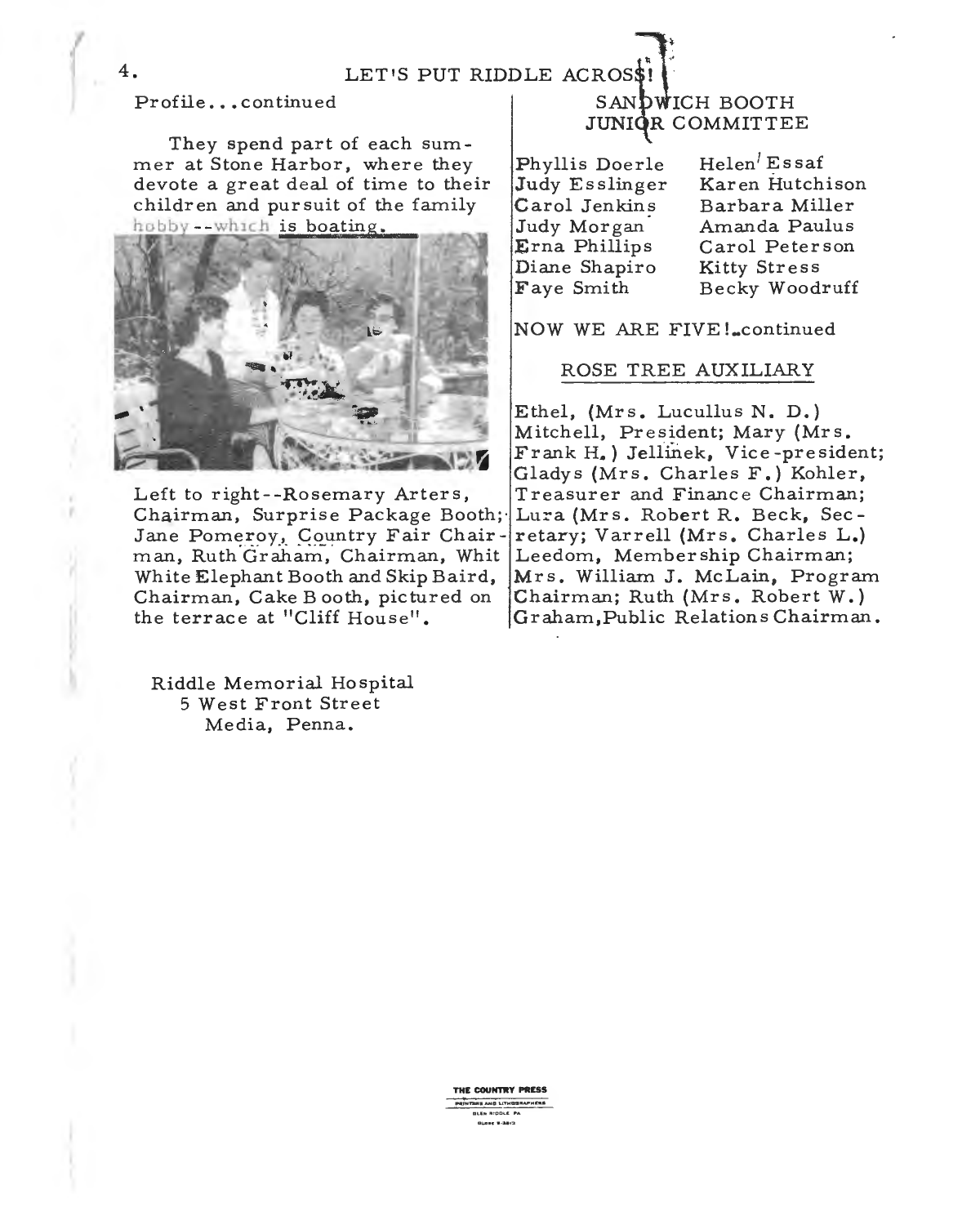LET'S PUT RIDDLE ACROSS!

Profile...continued

They spend part of each summer at Stone Harbor, where they devote a great deal of time to their children and pursuit of the family hobby--which is boating.

Left to right--Rosemary Arters, Chairman, Surprise Package Booth; Jane Pomeroy, Country Fair Chairman, Ruth Graham, Chairman, Whit White Elephant Booth and Skip Baird, Chairman, Cake Booth, pictured on the terrace at "Cliff House".

Riddle Memorial Hospital
5 West Front Street
Media, Penna.

## SANDWICH BOOTH JUNIOR COMMITTEE

| | |
|---|---|
| Phyllis Doerle | Helen Essaf |
| Judy Esslinger | Karen Hutchison |
| Carol Jenkins | Barbara Miller |
| Judy Morgan | Amanda Paulus |
| Erna Phillips | Carol Peterson |
| Diane Shapiro | Kitty Stress |
| Faye Smith | Becky Woodruff |

NOW WE ARE FIVE!..continued

### ROSE TREE AUXILIARY

Ethel, (Mrs. Lucullus N. D.) Mitchell, President; Mary (Mrs. Frank H.) Jellinek, Vice-president; Gladys (Mrs. Charles F.) Kohler, Treasurer and Finance Chairman; Lura (Mrs. Robert R. Beck, Secretary; Varrell (Mrs. Charles L.) Leedom, Membership Chairman; Mrs. William J. McLain, Program Chairman; Ruth (Mrs. Robert W.) Graham, Public Relations Chairman.

THE COUNTRY PRESS
PRINTERS AND LITHOGRAPHERS
GLEN RIDDLE PA